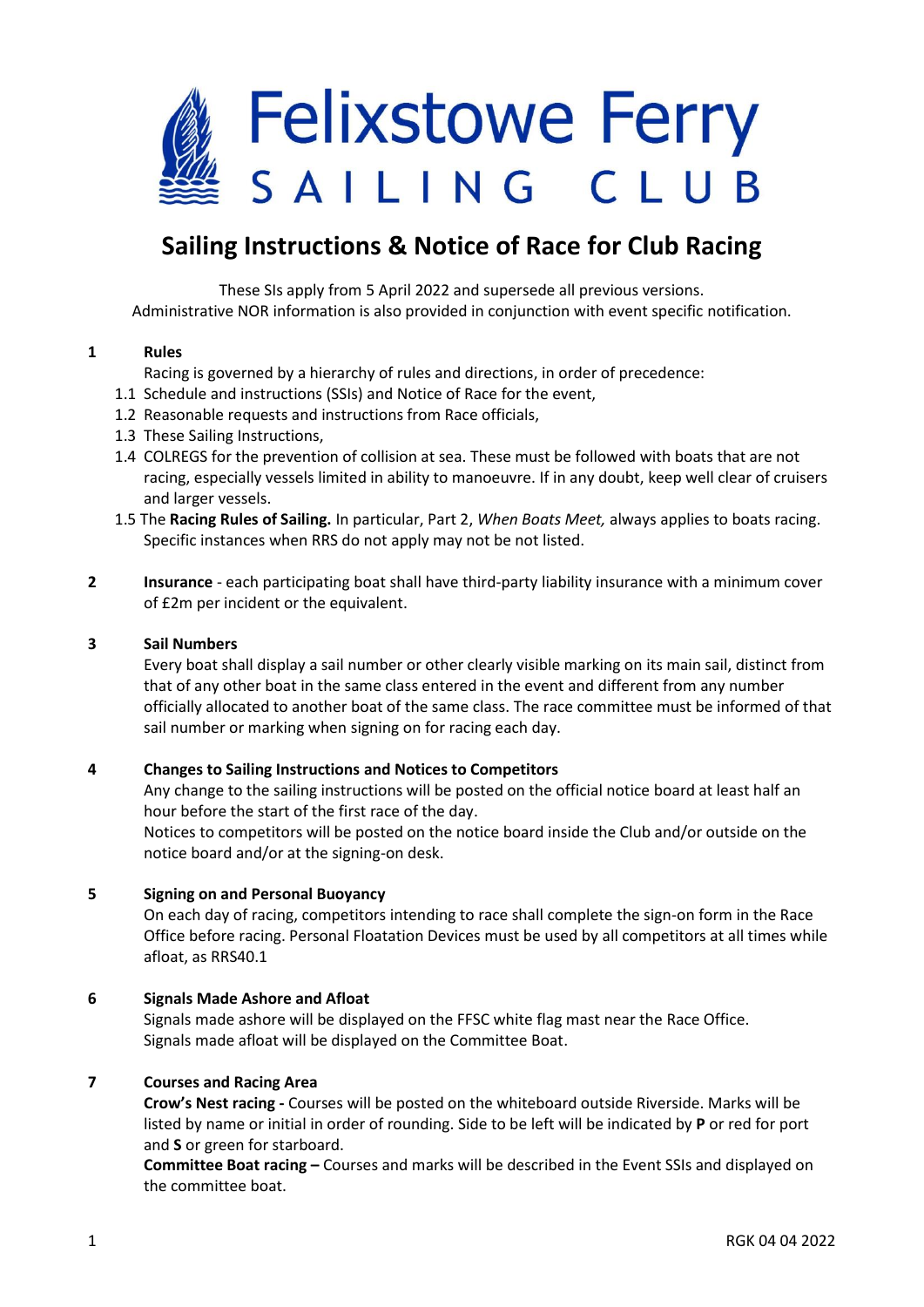# Felixstowe Ferry SAILING CLUB

## Sailing Instructions & Notice of Race for Club Racing

These SIs apply from 5 April 2022 and supersede all previous versions.
Administrative NOR information is also provided in conjunction with event specific notification.

### 1 Rules

Racing is governed by a hierarchy of rules and directions, in order of precedence:

1.1 Schedule and instructions (SSIs) and Notice of Race for the event,

1.2 Reasonable requests and instructions from Race officials,

1.3 These Sailing Instructions,

1.4 COLREGS for the prevention of collision at sea. These must be followed with boats that are not racing, especially vessels limited in ability to manoeuvre. If in any doubt, keep well clear of cruisers and larger vessels.

1.5 The **Racing Rules of Sailing.** In particular, Part 2, *When Boats Meet,* always applies to boats racing. Specific instances when RRS do not apply may not be not listed.

### 2 Insurance

**Insurance** - each participating boat shall have third-party liability insurance with a minimum cover of £2m per incident or the equivalent.

### 3 Sail Numbers

Every boat shall display a sail number or other clearly visible marking on its main sail, distinct from that of any other boat in the same class entered in the event and different from any number officially allocated to another boat of the same class. The race committee must be informed of that sail number or marking when signing on for racing each day.

### 4 Changes to Sailing Instructions and Notices to Competitors

Any change to the sailing instructions will be posted on the official notice board at least half an hour before the start of the first race of the day.
Notices to competitors will be posted on the notice board inside the Club and/or outside on the notice board and/or at the signing-on desk.

### 5 Signing on and Personal Buoyancy

On each day of racing, competitors intending to race shall complete the sign-on form in the Race Office before racing. Personal Floatation Devices must be used by all competitors at all times while afloat, as RRS40.1

### 6 Signals Made Ashore and Afloat

Signals made ashore will be displayed on the FFSC white flag mast near the Race Office.
Signals made afloat will be displayed on the Committee Boat.

### 7 Courses and Racing Area

**Crow's Nest racing -** Courses will be posted on the whiteboard outside Riverside. Marks will be listed by name or initial in order of rounding. Side to be left will be indicated by **P** or red for port and **S** or green for starboard.
**Committee Boat racing –** Courses and marks will be described in the Event SSIs and displayed on the committee boat.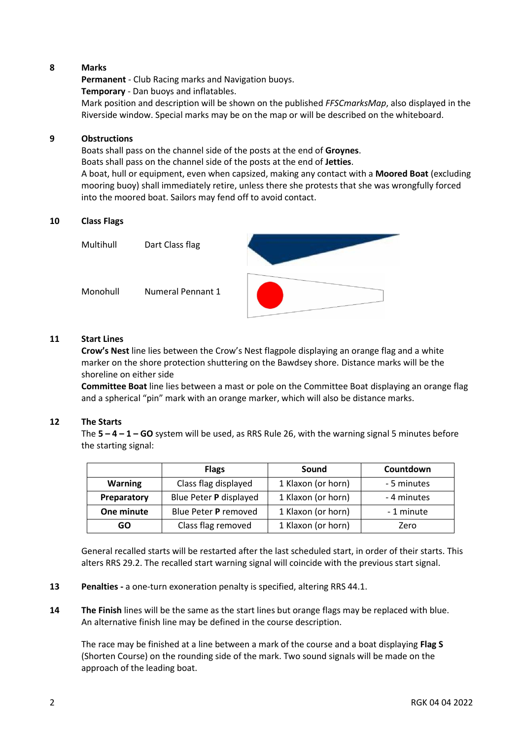## 8 Marks

**Permanent** - Club Racing marks and Navigation buoys.
**Temporary** - Dan buoys and inflatables.
Mark position and description will be shown on the published *FFSCmarksMap*, also displayed in the Riverside window. Special marks may be on the map or will be described on the whiteboard.

## 9 Obstructions

Boats shall pass on the channel side of the posts at the end of **Groynes**.
Boats shall pass on the channel side of the posts at the end of **Jetties**.
A boat, hull or equipment, even when capsized, making any contact with a **Moored Boat** (excluding mooring buoy) shall immediately retire, unless there she protests that she was wrongfully forced into the moored boat. Sailors may fend off to avoid contact.

## 10 Class Flags

| | |
|---|---|
| Multihull | Dart Class flag |
| Monohull | Numeral Pennant 1 |

## 11 Start Lines

**Crow's Nest** line lies between the Crow's Nest flagpole displaying an orange flag and a white marker on the shore protection shuttering on the Bawdsey shore. Distance marks will be the shoreline on either side

**Committee Boat** line lies between a mast or pole on the Committee Boat displaying an orange flag and a spherical "pin" mark with an orange marker, which will also be distance marks.

## 12 The Starts

The **5 – 4 – 1 – GO** system will be used, as RRS Rule 26, with the warning signal 5 minutes before the starting signal:

| | Flags | Sound | Countdown |
|---|---|---|---|
| **Warning** | Class flag displayed | 1 Klaxon (or horn) | - 5 minutes |
| **Preparatory** | Blue Peter **P** displayed | 1 Klaxon (or horn) | - 4 minutes |
| **One minute** | Blue Peter **P** removed | 1 Klaxon (or horn) | - 1 minute |
| **GO** | Class flag removed | 1 Klaxon (or horn) | Zero |

General recalled starts will be restarted after the last scheduled start, in order of their starts. This alters RRS 29.2. The recalled start warning signal will coincide with the previous start signal.

## 13 Penalties

**Penalties -** a one-turn exoneration penalty is specified, altering RRS 44.1.

## 14 The Finish

**The Finish** lines will be the same as the start lines but orange flags may be replaced with blue. An alternative finish line may be defined in the course description.

The race may be finished at a line between a mark of the course and a boat displaying **Flag S** (Shorten Course) on the rounding side of the mark. Two sound signals will be made on the approach of the leading boat.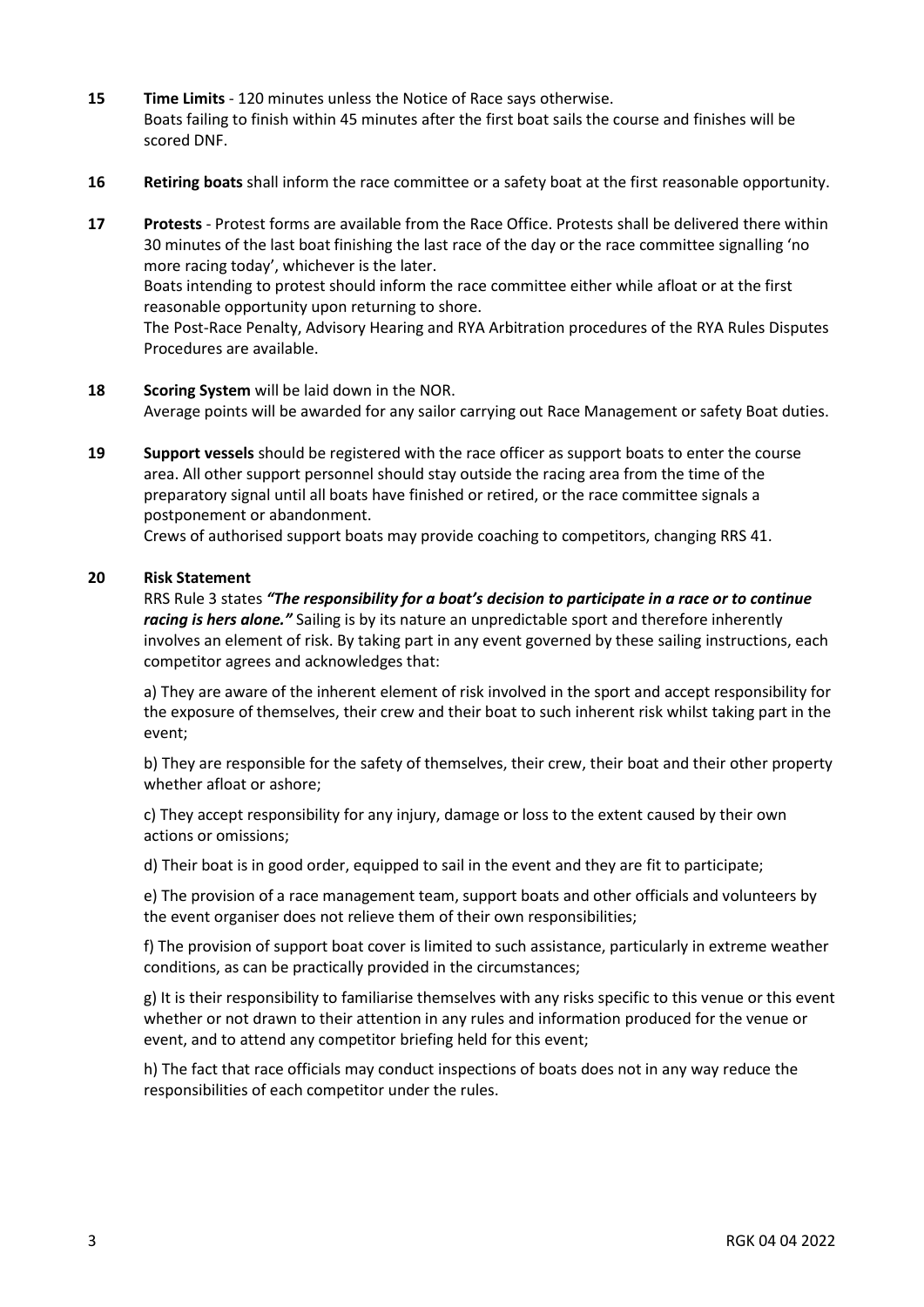**15** **Time Limits** - 120 minutes unless the Notice of Race says otherwise.
Boats failing to finish within 45 minutes after the first boat sails the course and finishes will be scored DNF.

**16** **Retiring boats** shall inform the race committee or a safety boat at the first reasonable opportunity.

**17** **Protests** - Protest forms are available from the Race Office. Protests shall be delivered there within 30 minutes of the last boat finishing the last race of the day or the race committee signalling 'no more racing today', whichever is the later.
Boats intending to protest should inform the race committee either while afloat or at the first reasonable opportunity upon returning to shore.
The Post-Race Penalty, Advisory Hearing and RYA Arbitration procedures of the RYA Rules Disputes Procedures are available.

**18** **Scoring System** will be laid down in the NOR.
Average points will be awarded for any sailor carrying out Race Management or safety Boat duties.

**19** **Support vessels** should be registered with the race officer as support boats to enter the course area. All other support personnel should stay outside the racing area from the time of the preparatory signal until all boats have finished or retired, or the race committee signals a postponement or abandonment.
Crews of authorised support boats may provide coaching to competitors, changing RRS 41.

**20** **Risk Statement**

RRS Rule 3 states ***"The responsibility for a boat's decision to participate in a race or to continue racing is hers alone."*** Sailing is by its nature an unpredictable sport and therefore inherently involves an element of risk. By taking part in any event governed by these sailing instructions, each competitor agrees and acknowledges that:

a) They are aware of the inherent element of risk involved in the sport and accept responsibility for the exposure of themselves, their crew and their boat to such inherent risk whilst taking part in the event;

b) They are responsible for the safety of themselves, their crew, their boat and their other property whether afloat or ashore;

c) They accept responsibility for any injury, damage or loss to the extent caused by their own actions or omissions;

d) Their boat is in good order, equipped to sail in the event and they are fit to participate;

e) The provision of a race management team, support boats and other officials and volunteers by the event organiser does not relieve them of their own responsibilities;

f) The provision of support boat cover is limited to such assistance, particularly in extreme weather conditions, as can be practically provided in the circumstances;

g) It is their responsibility to familiarise themselves with any risks specific to this venue or this event whether or not drawn to their attention in any rules and information produced for the venue or event, and to attend any competitor briefing held for this event;

h) The fact that race officials may conduct inspections of boats does not in any way reduce the responsibilities of each competitor under the rules.